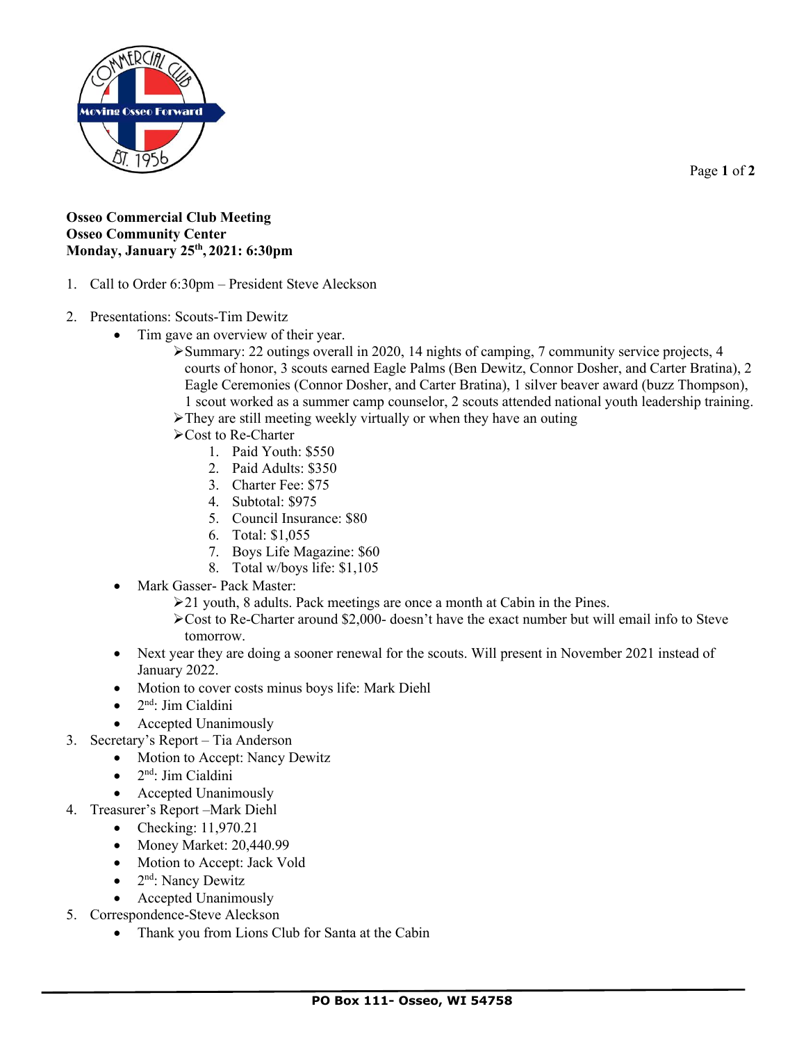**Osseo Commercial Club Meeting**
**Osseo Community Center**
**Monday, January 25th, 2021: 6:30pm**

1. Call to Order 6:30pm – President Steve Aleckson
2. Presentations: Scouts-Tim Dewitz
   - Tim gave an overview of their year.
     - Summary: 22 outings overall in 2020, 14 nights of camping, 7 community service projects, 4 courts of honor, 3 scouts earned Eagle Palms (Ben Dewitz, Connor Dosher, and Carter Bratina), 2 Eagle Ceremonies (Connor Dosher, and Carter Bratina), 1 silver beaver award (buzz Thompson), 1 scout worked as a summer camp counselor, 2 scouts attended national youth leadership training.
     - They are still meeting weekly virtually or when they have an outing
     - Cost to Re-Charter
       1. Paid Youth: $550
       2. Paid Adults: $350
       3. Charter Fee: $75
       4. Subtotal: $975
       5. Council Insurance: $80
       6. Total: $1,055
       7. Boys Life Magazine: $60
       8. Total w/boys life: $1,105
   - Mark Gasser- Pack Master:
     - 21 youth, 8 adults. Pack meetings are once a month at Cabin in the Pines.
     - Cost to Re-Charter around $2,000- doesn't have the exact number but will email info to Steve tomorrow.
   - Next year they are doing a sooner renewal for the scouts. Will present in November 2021 instead of January 2022.
   - Motion to cover costs minus boys life: Mark Diehl
   - 2nd: Jim Cialdini
   - Accepted Unanimously
3. Secretary's Report – Tia Anderson
   - Motion to Accept: Nancy Dewitz
   - 2nd: Jim Cialdini
   - Accepted Unanimously
4. Treasurer's Report –Mark Diehl
   - Checking: 11,970.21
   - Money Market: 20,440.99
   - Motion to Accept: Jack Vold
   - 2nd: Nancy Dewitz
   - Accepted Unanimously
5. Correspondence-Steve Aleckson
   - Thank you from Lions Club for Santa at the Cabin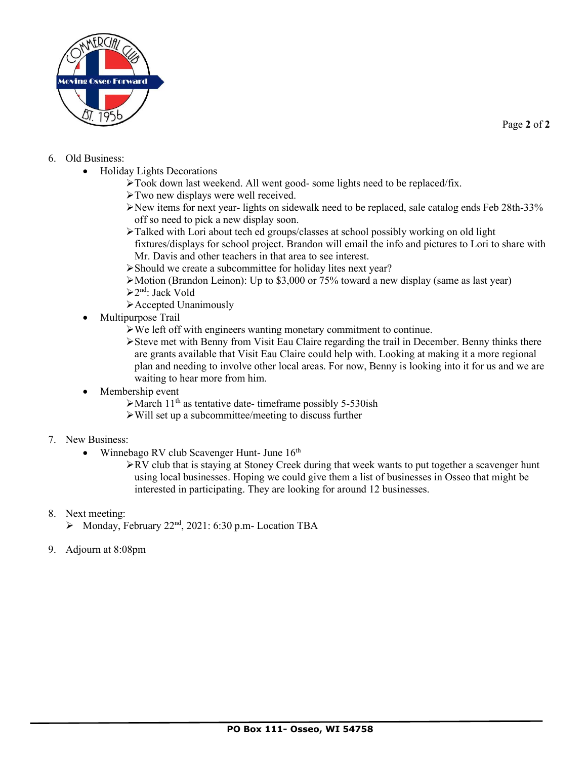6. Old Business:
    - Holiday Lights Decorations
        - Took down last weekend. All went good- some lights need to be replaced/fix.
        - Two new displays were well received.
        - New items for next year- lights on sidewalk need to be replaced, sale catalog ends Feb 28th-33% off so need to pick a new display soon.
        - Talked with Lori about tech ed groups/classes at school possibly working on old light fixtures/displays for school project. Brandon will email the info and pictures to Lori to share with Mr. Davis and other teachers in that area to see interest.
        - Should we create a subcommittee for holiday lites next year?
        - Motion (Brandon Leinon): Up to $3,000 or 75% toward a new display (same as last year)
        - 2nd: Jack Vold
        - Accepted Unanimously
    - Multipurpose Trail
        - We left off with engineers wanting monetary commitment to continue.
        - Steve met with Benny from Visit Eau Claire regarding the trail in December. Benny thinks there are grants available that Visit Eau Claire could help with. Looking at making it a more regional plan and needing to involve other local areas. For now, Benny is looking into it for us and we are waiting to hear more from him.
    - Membership event
        - March 11th as tentative date- timeframe possibly 5-530ish
        - Will set up a subcommittee/meeting to discuss further

7. New Business:
    - Winnebago RV club Scavenger Hunt- June 16th
        - RV club that is staying at Stoney Creek during that week wants to put together a scavenger hunt using local businesses. Hoping we could give them a list of businesses in Osseo that might be interested in participating. They are looking for around 12 businesses.

8. Next meeting:
    - Monday, February 22nd, 2021: 6:30 p.m- Location TBA

9. Adjourn at 8:08pm

PO Box 111- Osseo, WI 54758